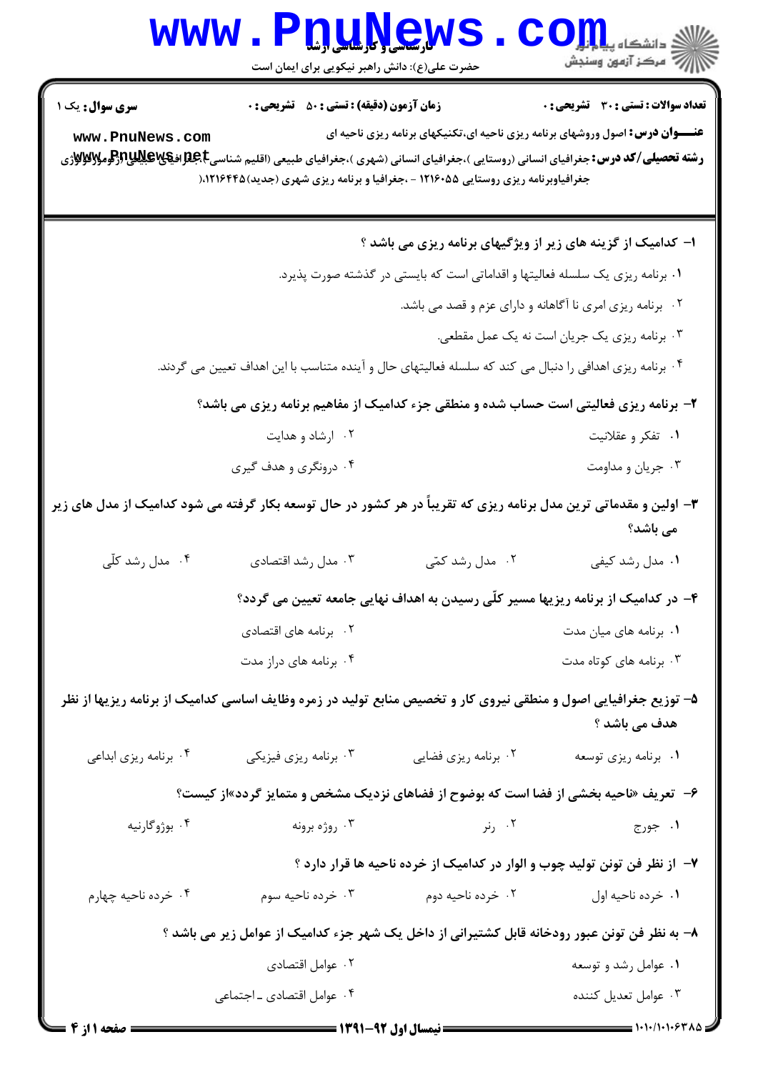**سری سوال:** یک ۱

**زمان آزمون (دقیقه) : تستی : ۵۰ تشریحی : ۰**

**تعداد سوالات : تستی : ۳۰ تشریحی : ۰**

**عنـــوان درس:** اصول وروشهای برنامه ریزی ناحیه ای،تکنیکهای برنامه ریزی ناحیه ای

**رشته تحصیلی/کد درس:** جغرافیای انسانی (روستایی )،جغرافیای انسانی (شهری )،جغرافیای طبیعی (اقلیم شناسی)،جغرافیای طبیعی (ژئومورفولوژی) جغرافیاوبرنامه ریزی روستایی ۱۲۱۶۰۵۵ - ،جغرافیا و برنامه ریزی شهری (جدید)۱۲۱۶۴۴۵،(

۱- کدامیک از گزینه های زیر از ویژگیهای برنامه ریزی می باشد ؟

۱. برنامه ریزی یک سلسله فعالیتها و اقداماتی است که بایستی در گذشته صورت پذیرد.

۲. برنامه ریزی امری نا آگاهانه و دارای عزم و قصد می باشد.

۳. برنامه ریزی یک جریان است نه یک عمل مقطعی.

۴. برنامه ریزی اهدافی را دنبال می کند که سلسله فعالیتهای حال و آینده متناسب با این اهداف تعیین می گردند.

۲- برنامه ریزی فعالیتی است حساب شده و منطقی جزء کدامیک از مفاهیم برنامه ریزی می باشد؟

۱. تفکر و عقلانیت

۲. ارشاد و هدایت

۳. جریان و مداومت

۴. درونگری و هدف گیری

۳- اولین و مقدماتی ترین مدل برنامه ریزی که تقریباً در هر کشور در حال توسعه بکار گرفته می شود کدامیک از مدل های زیر می باشد؟

۱. مدل رشد کیفی

۲. مدل رشد کمّی

۳. مدل رشد اقتصادی

۴. مدل رشد کلّی

۴- در کدامیک از برنامه ریزیها مسیر کلّی رسیدن به اهداف نهایی جامعه تعیین می گردد؟

۱. برنامه های میان مدت

۲. برنامه های اقتصادی

۳. برنامه های کوتاه مدت

۴. برنامه های دراز مدت

۵- توزیع جغرافیایی اصول و منطقی نیروی کار و تخصیص منابع تولید در زمره وظایف اساسی کدامیک از برنامه ریزیها از نظر هدف می باشد ؟

۱. برنامه ریزی توسعه

۲. برنامه ریزی فضایی

۳. برنامه ریزی فیزیکی

۴. برنامه ریزی ابداعی

۶- تعریف «ناحیه بخشی از فضا است که بوضوح از فضاهای نزدیک مشخص و متمایز گردد»از کیست؟

۱. جورج

۲. رنر

۳. روژه برونه

۴. بوژوگارنیه

۷- از نظر فن تونن تولید چوب و الوار در کدامیک از خرده ناحیه ها قرار دارد ؟

۱. خرده ناحیه اول

۲. خرده ناحیه دوم

۳. خرده ناحیه سوم

۴. خرده ناحیه چهارم

۸- به نظر فن تونن عبور رودخانه قابل کشتیرانی از داخل یک شهر جزء کدامیک از عوامل زیر می باشد ؟

۱. عوامل رشد و توسعه

۲. عوامل اقتصادی

۳. عوامل تعدیل کننده

۴. عوامل اقتصادی ـ اجتماعی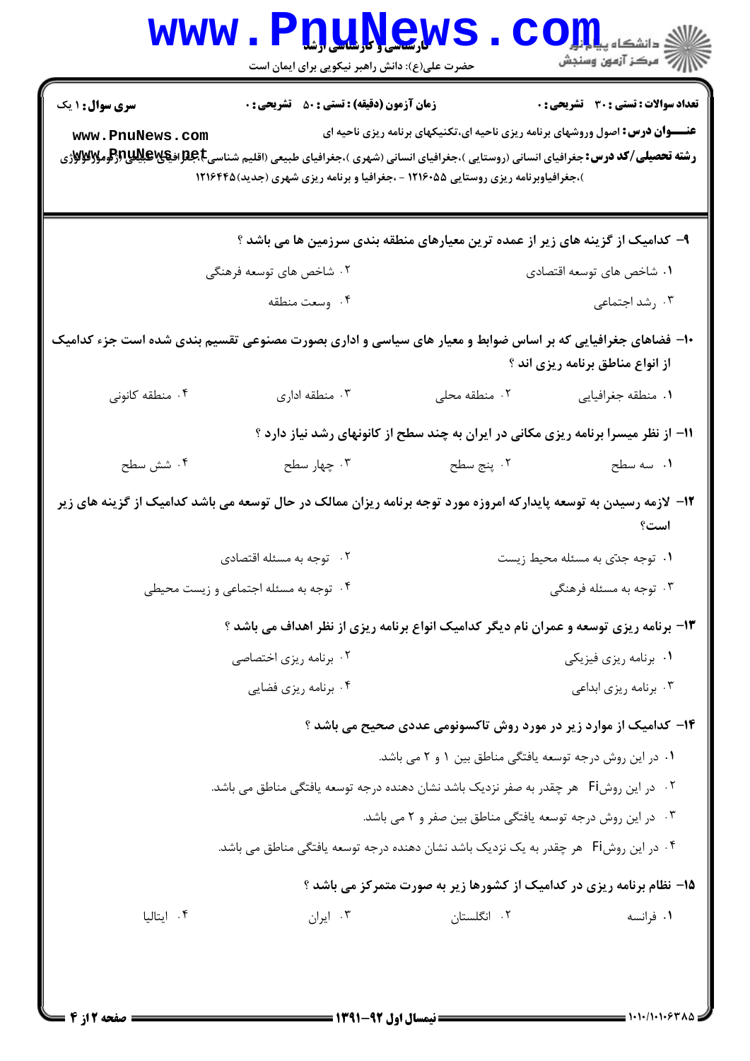سری سؤال: ۱ یک | زمان آزمون (دقیقه): تستی: ۵۰ تشریحی: ۰ | تعداد سوالات: تستی: ۳۰ تشریحی: ۰

**عنـــوان درس:** اصول وروشهای برنامه ریزی ناحیه ای،تکنیکهای برنامه ریزی ناحیه ای

**رشته تحصیلی/کد درس:** جغرافیای انسانی (روستایی )،جغرافیای انسانی (شهری )،جغرافیای طبیعی (اقلیم شناسی)،جغرافیای طبیعی (ژئومورفولوژی )،جغرافیاوبرنامه ریزی روستایی ۱۲۱۶۰۵۵ - ،جغرافیا و برنامه ریزی شهری (جدید)۱۲۱۶۴۴۵

۹- کدامیک از گزینه های زیر از عمده ترین معیارهای منطقه بندی سرزمین ها می باشد ؟

۱. شاخص های توسعه اقتصادی
۲. شاخص های توسعه فرهنگی
۳. رشد اجتماعی
۴. وسعت منطقه

۱۰- فضاهای جغرافیایی که بر اساس ضوابط و معیار های سیاسی و اداری بصورت مصنوعی تقسیم بندی شده است جزء کدامیک از انواع مناطق برنامه ریزی اند ؟

۱. منطقه جغرافیایی
۲. منطقه محلی
۳. منطقه اداری
۴. منطقه کانونی

۱۱- از نظر میسرا برنامه ریزی مکانی در ایران به چند سطح از کانونهای رشد نیاز دارد ؟

۱. سه سطح
۲. پنج سطح
۳. چهار سطح
۴. شش سطح

۱۲- لازمه رسیدن به توسعه پایدارکه امروزه مورد توجه برنامه ریزان ممالک در حال توسعه می باشد کدامیک از گزینه های زیر است؟

۱. توجه جدّی به مسئله محیط زیست
۲. توجه به مسئله اقتصادی
۳. توجه به مسئله فرهنگی
۴. توجه به مسئله اجتماعی و زیست محیطی

۱۳- برنامه ریزی توسعه و عمران نام دیگر کدامیک انواع برنامه ریزی از نظر اهداف می باشد ؟

۱. برنامه ریزی فیزیکی
۲. برنامه ریزی اختصاصی
۳. برنامه ریزی ابداعی
۴. برنامه ریزی فضایی

۱۴- کدامیک از موارد زیر در مورد روش تاکسونومی عددی صحیح می باشد ؟

۱. در این روش درجه توسعه یافتگی مناطق بین ۱ و ۲ می باشد.
۲. در این روش $F_i$ هر چقدر به صفر نزدیک باشد نشان دهنده درجه توسعه یافتگی مناطق می باشد.
۳. در این روش درجه توسعه یافتگی مناطق بین صفر و ۲ می باشد.
۴. در این روش $F_i$ هر چقدر به یک نزدیک باشد نشان دهنده درجه توسعه یافتگی مناطق می باشد.

۱۵- نظام برنامه ریزی در کدامیک از کشورها زیر به صورت متمرکز می باشد ؟

۱. فرانسه
۲. انگلستان
۳. ایران
۴. ایتالیا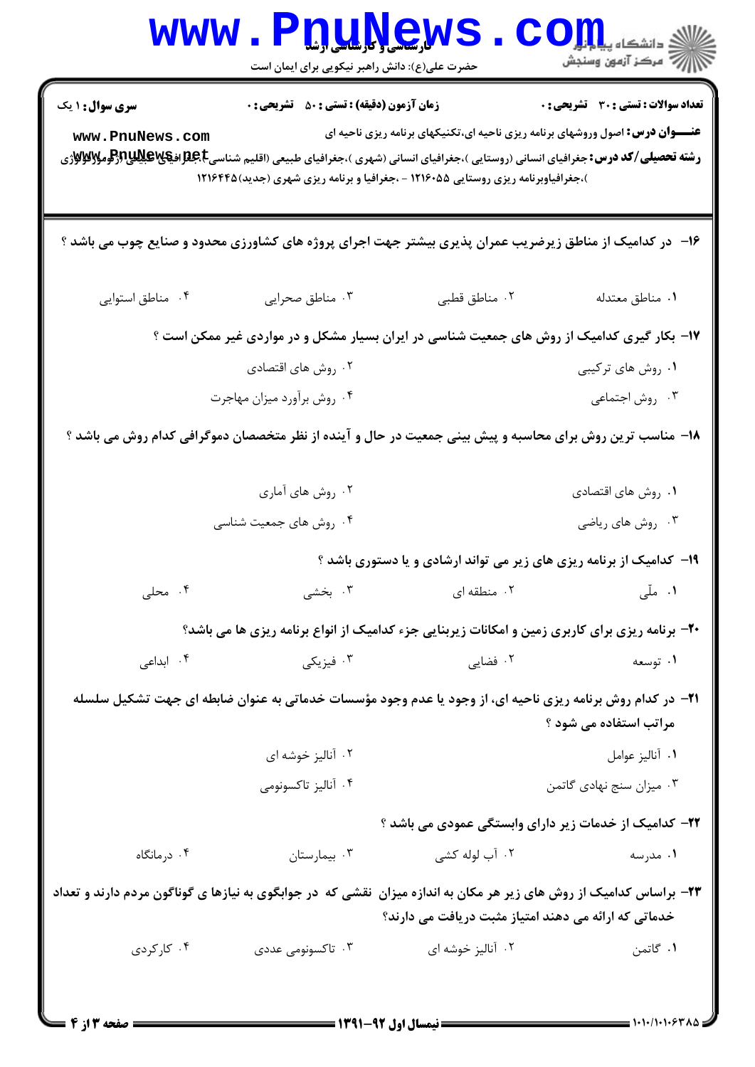**سری سوال:** ۱ یک

**زمان آزمون (دقیقه) : تستی :** ۵۰ **تشریحی :** ۰

**تعداد سوالات : تستی :** ۳۰ **تشریحی :** ۰

**عنـــوان درس:** اصول وروشهای برنامه ریزی ناحیه ای،تکنیکهای برنامه ریزی ناحیه ای

**رشته تحصیلی/کد درس:** جغرافیای انسانی (روستایی )،جغرافیای انسانی (شهری )،جغرافیای طبیعی (اقلیم شناسی)،جغرافیای طبیعی (ژئومورفولوژی )،جغرافیاوبرنامه ریزی روستایی ۱۲۱۶۰۵۵ - ،جغرافیا و برنامه ریزی شهری (جدید)۱۲۱۶۴۴۵

۱۶- در کدامیک از مناطق زیرضریب عمران پذیری بیشتر جهت اجرای پروژه های کشاورزی محدود و صنایع چوب می باشد ؟

۱. مناطق معتدله
۲. مناطق قطبی
۳. مناطق صحرایی
۴. مناطق استوایی

۱۷- بکار گیری کدامیک از روش های جمعیت شناسی در ایران بسیار مشکل و در مواردی غیر ممکن است ؟

۱. روش های ترکیبی
۲. روش های اقتصادی
۳. روش اجتماعی
۴. روش برآورد میزان مهاجرت

۱۸- مناسب ترین روش برای محاسبه و پیش بینی جمعیت در حال و آینده از نظر متخصصان دموگرافی کدام روش می باشد ؟

۱. روش های اقتصادی
۲. روش های آماری
۳. روش های ریاضی
۴. روش های جمعیت شناسی

۱۹- کدامیک از برنامه ریزی های زیر می تواند ارشادی و یا دستوری باشد ؟

۱. ملّی
۲. منطقه ای
۳. بخشی
۴. محلی

۲۰- برنامه ریزی برای کاربری زمین و امکانات زیربنایی جزء کدامیک از انواع برنامه ریزی ها می باشد؟

۱. توسعه
۲. فضایی
۳. فیزیکی
۴. ابداعی

۲۱- در کدام روش برنامه ریزی ناحیه ای، از وجود یا عدم وجود مؤسسات خدماتی به عنوان ضابطه ای جهت تشکیل سلسله مراتب استفاده می شود ؟

۱. آنالیز عوامل
۲. آنالیز خوشه ای
۳. میزان سنج نهادی گاتمن
۴. آنالیز تاکسونومی

۲۲- کدامیک از خدمات زیر دارای وابستگی عمودی می باشد ؟

۱. مدرسه
۲. آب لوله کشی
۳. بیمارستان
۴. درمانگاه

۲۳- براساس کدامیک از روش های زیر هر مکان به اندازه میزان نقشی که در جوابگوی به نیازها ی گوناگون مردم دارند و تعداد خدماتی که ارائه می دهند امتیاز مثبت دریافت می دارند؟

۱. گاتمن
۲. آنالیز خوشه ای
۳. تاکسونومی عددی
۴. کارکردی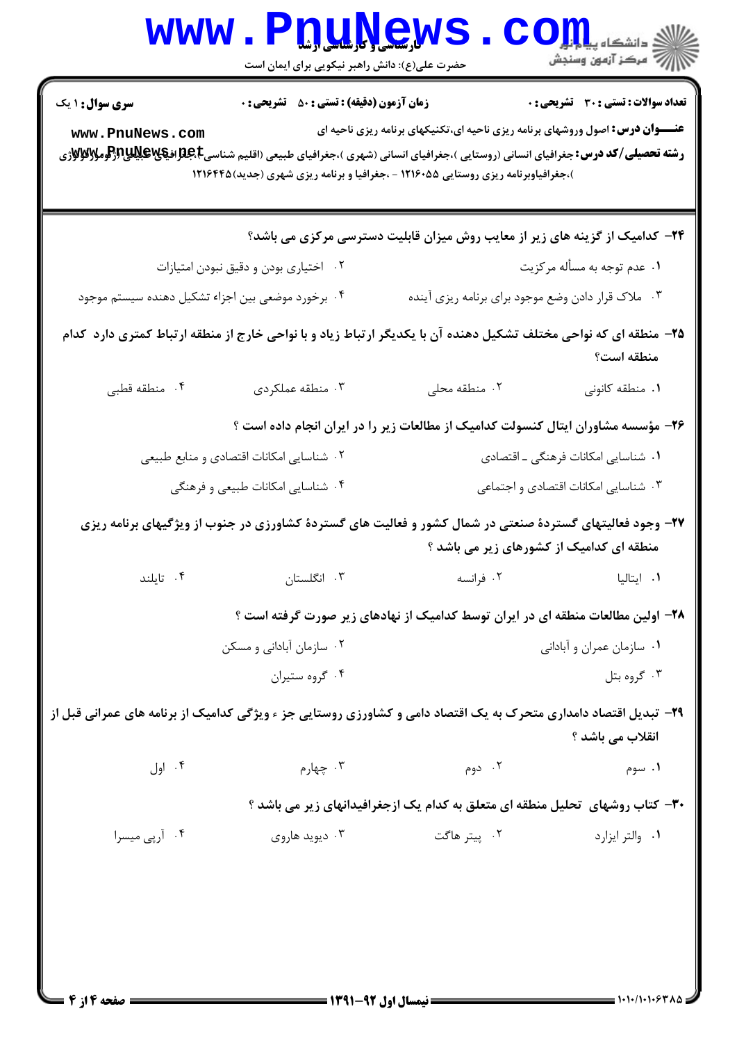**سری سوال:** ۱ یک

**زمان آزمون (دقیقه) : تستی : ۵۰ تشریحی : ۰**

**تعداد سوالات : تستی : ۳۰ تشریحی : ۰**

**عنـــوان درس:** اصول وروشهای برنامه ریزی ناحیه ای،تکنیکهای برنامه ریزی ناحیه ای

**رشته تحصیلی/کد درس:** جغرافیای انسانی (روستایی )،جغرافیای انسانی (شهری )،جغرافیای طبیعی (اقلیم شناسی)،جغرافیای طبیعی (ژئومورفولوژی )،جغرافیاوبرنامه ریزی روستایی ۱۲۱۶۰۵۵ - ،جغرافیا و برنامه ریزی شهری (جدید)۱۲۱۶۴۴۵

**۲۴- کدامیک از گزینه های زیر از معایب روش میزان قابلیت دسترسی مرکزی می باشد؟**

۱. عدم توجه به مسأله مرکزیت

۲. اختیاری بودن و دقیق نبودن امتیازات

۳. ملاک قرار دادن وضع موجود برای برنامه ریزی آینده

۴. برخورد موضعی بین اجزاء تشکیل دهنده سیستم موجود

**۲۵- منطقه ای که نواحی مختلف تشکیل دهنده آن با یکدیگر ارتباط زیاد و با نواحی خارج از منطقه ارتباط کمتری دارد کدام منطقه است؟**

۱. منطقه کانونی

۲. منطقه محلی

۳. منطقه عملکردی

۴. منطقه قطبی

**۲۶- مؤسسه مشاوران ایتال کنسولت کدامیک از مطالعات زیر را در ایران انجام داده است ؟**

۱. شناسایی امکانات فرهنگی ـ اقتصادی

۲. شناسایی امکانات اقتصادی و منابع طبیعی

۳. شناسایی امکانات اقتصادی و اجتماعی

۴. شناسایی امکانات طبیعی و فرهنگی

**۲۷- وجود فعالیتهای گستردهٔ صنعتی در شمال کشور و فعالیت های گستردهٔ کشاورزی در جنوب از ویژگیهای برنامه ریزی منطقه ای کدامیک از کشورهای زیر می باشد ؟**

۱. ایتالیا

۲. فرانسه

۳. انگلستان

۴. تایلند

**۲۸- اولین مطالعات منطقه ای در ایران توسط کدامیک از نهادهای زیر صورت گرفته است ؟**

۱. سازمان عمران و آبادانی

۲. سازمان آبادانی و مسکن

۳. گروه بتل

۴. گروه ستیران

**۲۹- تبدیل اقتصاد دامداری متحرک به یک اقتصاد دامی و کشاورزی روستایی جزء ویژگی کدامیک از برنامه های عمرانی قبل از انقلاب می باشد ؟**

۱. سوم

۲. دوم

۳. چهارم

۴. اول

**۳۰- کتاب روشهای تحلیل منطقه ای متعلق به کدام یک ازجغرافیدانهای زیر می باشد ؟**

۱. والتر ایزارد

۲. پیتر هاگت

۳. دیوید هاروی

۴. آرپی میسرا